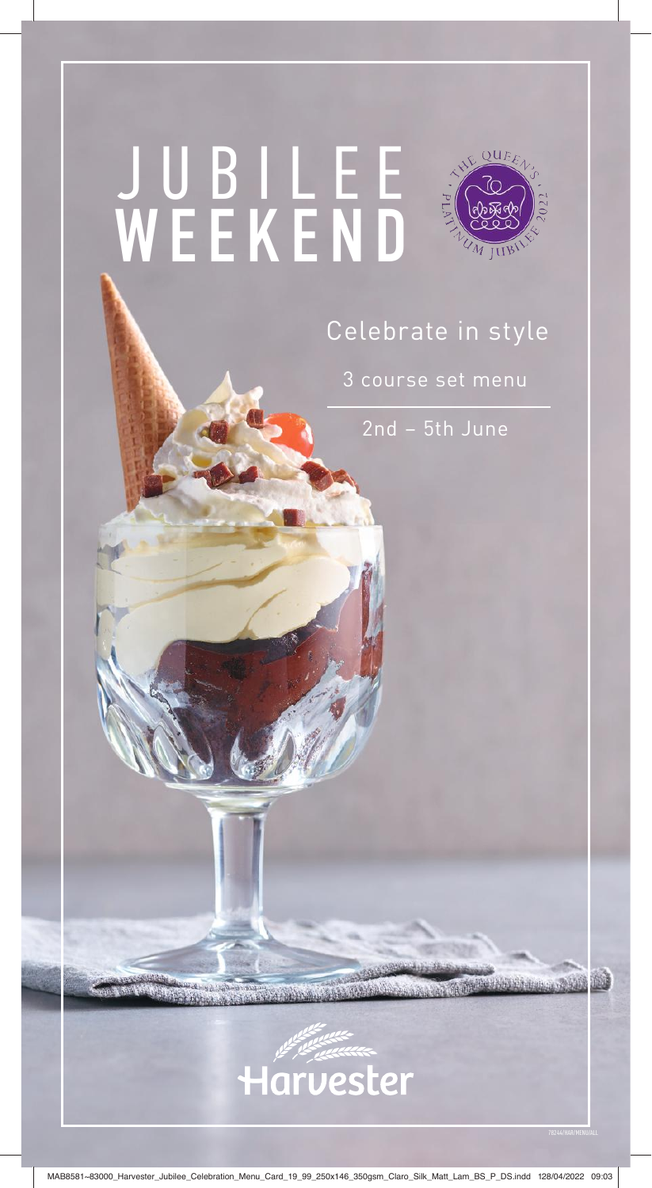# JUBILEE WEEKEND

THE QUEEN'S PLATINUM JUBILEE 2022

## Celebrate in style

3 course set menu

2nd – 5th June

Harvester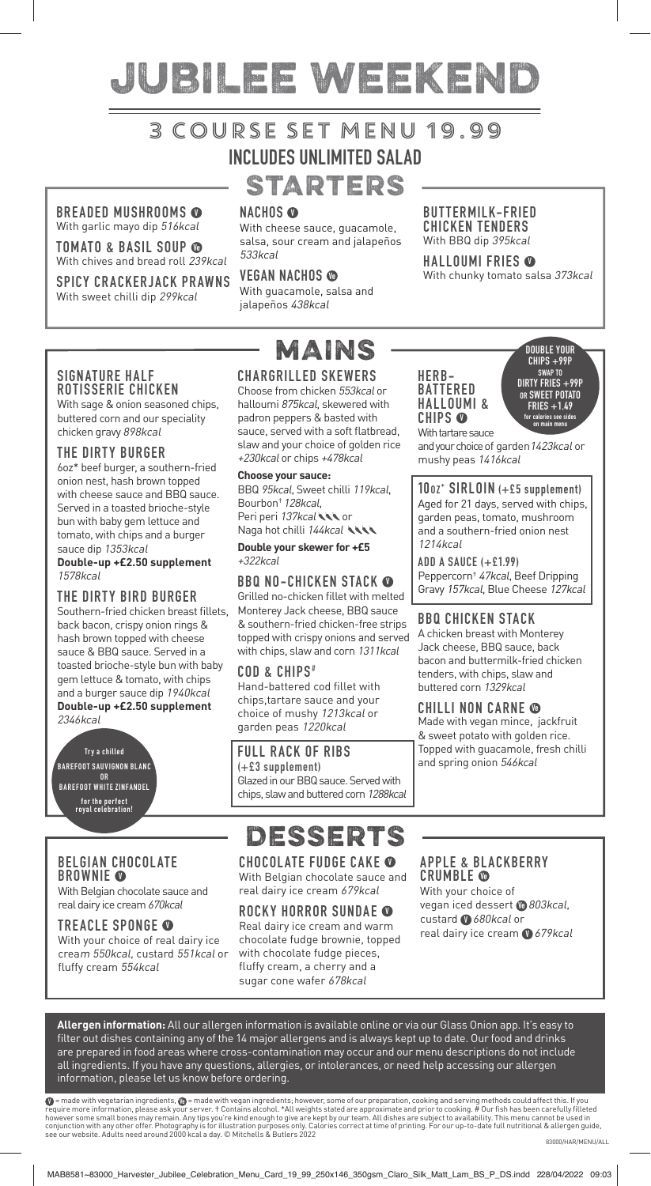# JUBILEE WEEKEND

## 3 COURSE SET MENU 19.99

**INCLUDES UNLIMITED SALAD**

## STARTERS

**BREADED MUSHROOMS** (V)
With garlic mayo dip *516kcal*

**TOMATO & BASIL SOUP** (Ve)
With chives and bread roll *239kcal*

**SPICY CRACKERJACK PRAWNS**
With sweet chilli dip *299kcal*

**NACHOS** (V)
With cheese sauce, guacamole, salsa, sour cream and jalapeños *533kcal*

**VEGAN NACHOS** (Ve)
With guacamole, salsa and jalapeños *438kcal*

**BUTTERMILK-FRIED CHICKEN TENDERS**
With BBQ dip *395kcal*

**HALLOUMI FRIES** (V)
With chunky tomato salsa *373kcal*

## MAINS

**SIGNATURE HALF ROTISSERIE CHICKEN**
With sage & onion seasoned chips, buttered corn and our speciality chicken gravy *898kcal*

**THE DIRTY BURGER**
6oz* beef burger, a southern-fried onion nest, hash brown topped with cheese sauce and BBQ sauce. Served in a toasted brioche-style bun with baby gem lettuce and tomato, with chips and a burger sauce dip *1353kcal*
**Double-up +£2.50 supplement** *1578kcal*

**THE DIRTY BIRD BURGER**
Southern-fried chicken breast fillets, back bacon, crispy onion rings & hash brown topped with cheese sauce & BBQ sauce. Served in a toasted brioche-style bun with baby gem lettuce & tomato, with chips and a burger sauce dip *1940kcal*
**Double-up +£2.50 supplement** *2346kcal*

Try a chilled BAREFOOT SAUVIGNON BLANC OR BAREFOOT WHITE ZINFANDEL for the perfect royal celebration!

**CHARGRILLED SKEWERS**
Choose from chicken *553kcal* or halloumi *875kcal*, skewered with padron peppers & basted with sauce, served with a soft flatbread, slaw and your choice of golden rice *+230kcal* or chips *+478kcal*

**Choose your sauce:**
BBQ *95kcal*, Sweet chilli *119kcal*, Bourbon† *128kcal*, Peri peri *137kcal* (hot) or Naga hot chilli *144kcal* (extra hot)

**Double your skewer for +£5** *+322kcal*

**BBQ NO-CHICKEN STACK** (V)
Grilled no-chicken fillet with melted Monterey Jack cheese, BBQ sauce & southern-fried chicken-free strips topped with crispy onions and served with chips, slaw and corn *1311kcal*

**COD & CHIPS#**
Hand-battered cod fillet with chips,tartare sauce and your choice of mushy *1213kcal* or garden peas *1220kcal*

**FULL RACK OF RIBS (+£3 supplement)**
Glazed in our BBQ sauce. Served with chips, slaw and buttered corn *1288kcal*

**HERB-BATTERED HALLOUMI & CHIPS** (V)
With tartare sauce and your choice of garden *1423kcal* or mushy peas *1416kcal*

DOUBLE YOUR CHIPS +99P
SWAP TO DIRTY FRIES +99P OR SWEET POTATO FRIES +1.49
for calories see sides on main menu

**10OZ* SIRLOIN (+£5 supplement)**
Aged for 21 days, served with chips, garden peas, tomato, mushroom and a southern-fried onion nest *1214kcal*

**ADD A SAUCE (+£1.99)**
Peppercorn† *47kcal*, Beef Dripping Gravy *157kcal*, Blue Cheese *127kcal*

**BBQ CHICKEN STACK**
A chicken breast with Monterey Jack cheese, BBQ sauce, back bacon and buttermilk-fried chicken tenders, with chips, slaw and buttered corn *1329kcal*

**CHILLI NON CARNE** (Ve)
Made with vegan mince, jackfruit & sweet potato with golden rice. Topped with guacamole, fresh chilli and spring onion *546kcal*

## DESSERTS

**BELGIAN CHOCOLATE BROWNIE** (V)
With Belgian chocolate sauce and real dairy ice cream *670kcal*

**TREACLE SPONGE** (V)
With your choice of real dairy ice cream *550kcal*, custard *551kcal* or fluffy cream *554kcal*

**CHOCOLATE FUDGE CAKE** (V)
With Belgian chocolate sauce and real dairy ice cream *679kcal*

**ROCKY HORROR SUNDAE** (V)
Real dairy ice cream and warm chocolate fudge brownie, topped with chocolate fudge pieces, fluffy cream, a cherry and a sugar cone wafer *678kcal*

**APPLE & BLACKBERRY CRUMBLE** (Ve)
With your choice of vegan iced dessert (Ve) *803kcal*, custard (V) *680kcal* or real dairy ice cream (V) *679kcal*

**Allergen information:** All our allergen information is available online or via our Glass Onion app. It's easy to filter out dishes containing any of the 14 major allergens and is always kept up to date. Our food and drinks are prepared in food areas where cross-contamination may occur and our menu descriptions do not include all ingredients. If you have any questions, allergies, or intolerances, or need help accessing our allergen information, please let us know before ordering.

(V) = made with vegetarian ingredients, (Ve) = made with vegan ingredients; however, some of our preparation, cooking and serving methods could affect this. If you require more information, please ask your server. † Contains alcohol. *All weights stated are approximate and prior to cooking. # Our fish has been carefully filleted however some small bones may remain. Any tips you're kind enough to give are kept by our team. All dishes are subject to availability. This menu cannot be used in conjunction with any other offer. Photography is for illustration purposes only. Calories correct at time of printing. For our up-to-date full nutritional & allergen guide, see our website. Adults need around 2000 kcal a day. © Mitchells & Butlers 2022

83000/HAR/MENU/ALL